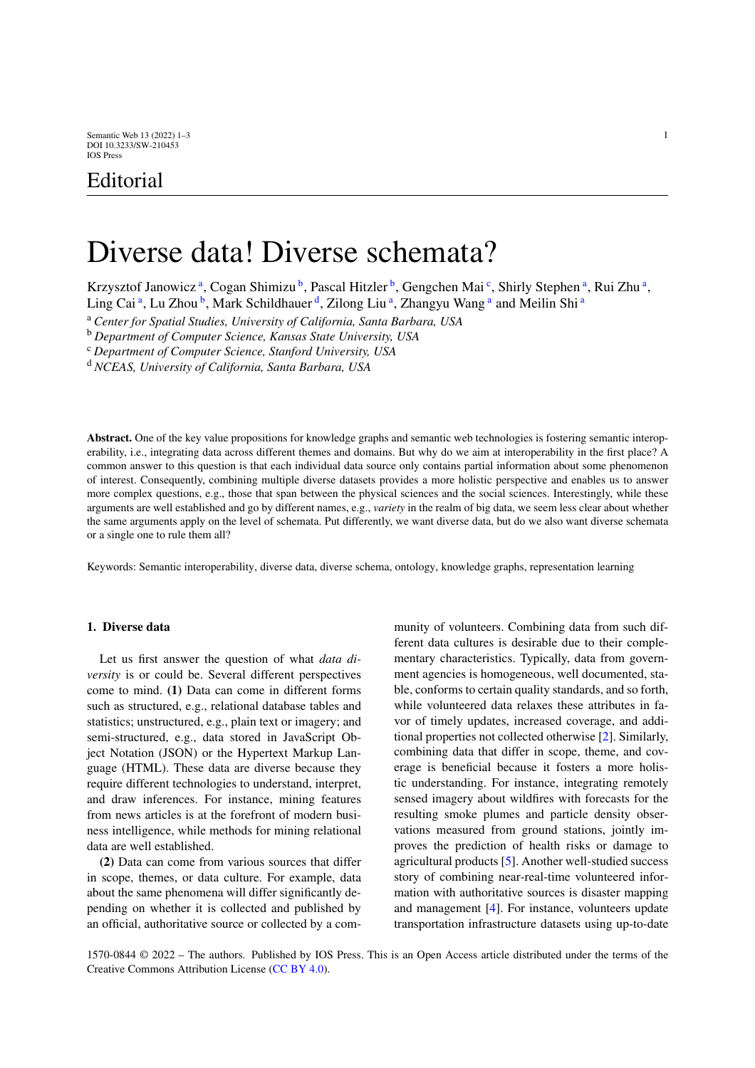Editorial

# Diverse data! Diverse schemata?

Krzysztof Janowicz [a], Cogan Shimizu [b], Pascal Hitzler [b], Gengchen Mai [c], Shirly Stephen [a], Rui Zhu [a], Ling Cai [a], Lu Zhou [b], Mark Schildhauer [d], Zilong Liu [a], Zhangyu Wang [a] and Meilin Shi [a]

[a] *Center for Spatial Studies, University of California, Santa Barbara, USA*
[b] *Department of Computer Science, Kansas State University, USA*
[c] *Department of Computer Science, Stanford University, USA*
[d] *NCEAS, University of California, Santa Barbara, USA*

**Abstract.** One of the key value propositions for knowledge graphs and semantic web technologies is fostering semantic interoperability, i.e., integrating data across different themes and domains. But why do we aim at interoperability in the first place? A common answer to this question is that each individual data source only contains partial information about some phenomenon of interest. Consequently, combining multiple diverse datasets provides a more holistic perspective and enables us to answer more complex questions, e.g., those that span between the physical sciences and the social sciences. Interestingly, while these arguments are well established and go by different names, e.g., *variety* in the realm of big data, we seem less clear about whether the same arguments apply on the level of schemata. Put differently, we want diverse data, but do we also want diverse schemata or a single one to rule them all?

Keywords: Semantic interoperability, diverse data, diverse schema, ontology, knowledge graphs, representation learning

## 1. Diverse data

Let us first answer the question of what *data diversity* is or could be. Several different perspectives come to mind. **(1)** Data can come in different forms such as structured, e.g., relational database tables and statistics; unstructured, e.g., plain text or imagery; and semi-structured, e.g., data stored in JavaScript Object Notation (JSON) or the Hypertext Markup Language (HTML). These data are diverse because they require different technologies to understand, interpret, and draw inferences. For instance, mining features from news articles is at the forefront of modern business intelligence, while methods for mining relational data are well established.

**(2)** Data can come from various sources that differ in scope, themes, or data culture. For example, data about the same phenomena will differ significantly depending on whether it is collected and published by an official, authoritative source or collected by a community of volunteers. Combining data from such different data cultures is desirable due to their complementary characteristics. Typically, data from government agencies is homogeneous, well documented, stable, conforms to certain quality standards, and so forth, while volunteered data relaxes these attributes in favor of timely updates, increased coverage, and additional properties not collected otherwise [2]. Similarly, combining data that differ in scope, theme, and coverage is beneficial because it fosters a more holistic understanding. For instance, integrating remotely sensed imagery about wildfires with forecasts for the resulting smoke plumes and particle density observations measured from ground stations, jointly improves the prediction of health risks or damage to agricultural products [5]. Another well-studied success story of combining near-real-time volunteered information with authoritative sources is disaster mapping and management [4]. For instance, volunteers update transportation infrastructure datasets using up-to-date

1570-0844 © 2022 – The authors. Published by IOS Press. This is an Open Access article distributed under the terms of the Creative Commons Attribution License (CC BY 4.0).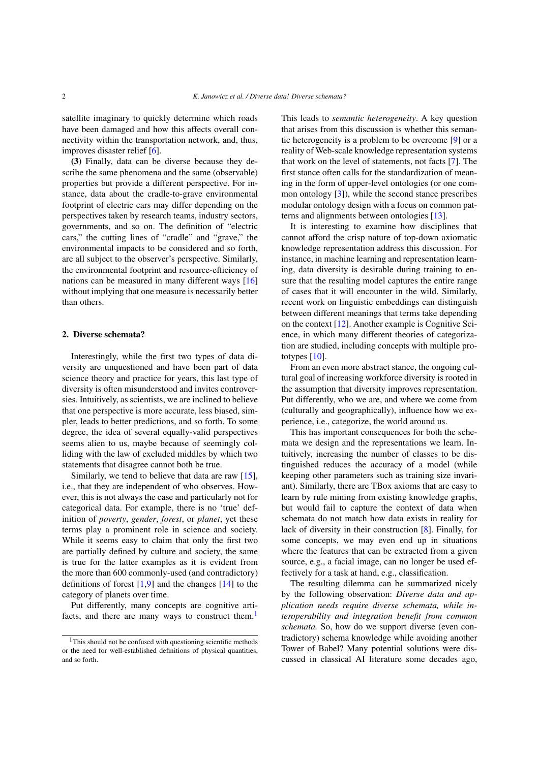satellite imaginary to quickly determine which roads have been damaged and how this affects overall connectivity within the transportation network, and, thus, improves disaster relief [6].

**(3)** Finally, data can be diverse because they describe the same phenomena and the same (observable) properties but provide a different perspective. For instance, data about the cradle-to-grave environmental footprint of electric cars may differ depending on the perspectives taken by research teams, industry sectors, governments, and so on. The definition of "electric cars," the cutting lines of "cradle" and "grave," the environmental impacts to be considered and so forth, are all subject to the observer's perspective. Similarly, the environmental footprint and resource-efficiency of nations can be measured in many different ways [16] without implying that one measure is necessarily better than others.

## 2. Diverse schemata?

Interestingly, while the first two types of data diversity are unquestioned and have been part of data science theory and practice for years, this last type of diversity is often misunderstood and invites controversies. Intuitively, as scientists, we are inclined to believe that one perspective is more accurate, less biased, simpler, leads to better predictions, and so forth. To some degree, the idea of several equally-valid perspectives seems alien to us, maybe because of seemingly colliding with the law of excluded middles by which two statements that disagree cannot both be true.

Similarly, we tend to believe that data are raw [15], i.e., that they are independent of who observes. However, this is not always the case and particularly not for categorical data. For example, there is no 'true' definition of *poverty*, *gender*, *forest*, or *planet*, yet these terms play a prominent role in science and society. While it seems easy to claim that only the first two are partially defined by culture and society, the same is true for the latter examples as it is evident from the more than 600 commonly-used (and contradictory) definitions of forest [1,9] and the changes [14] to the category of planets over time.

Put differently, many concepts are cognitive artifacts, and there are many ways to construct them.[1]

[1] This should not be confused with questioning scientific methods or the need for well-established definitions of physical quantities, and so forth.

This leads to *semantic heterogeneity*. A key question that arises from this discussion is whether this semantic heterogeneity is a problem to be overcome [9] or a reality of Web-scale knowledge representation systems that work on the level of statements, not facts [7]. The first stance often calls for the standardization of meaning in the form of upper-level ontologies (or one common ontology [3]), while the second stance prescribes modular ontology design with a focus on common patterns and alignments between ontologies [13].

It is interesting to examine how disciplines that cannot afford the crisp nature of top-down axiomatic knowledge representation address this discussion. For instance, in machine learning and representation learning, data diversity is desirable during training to ensure that the resulting model captures the entire range of cases that it will encounter in the wild. Similarly, recent work on linguistic embeddings can distinguish between different meanings that terms take depending on the context [12]. Another example is Cognitive Science, in which many different theories of categorization are studied, including concepts with multiple prototypes [10].

From an even more abstract stance, the ongoing cultural goal of increasing workforce diversity is rooted in the assumption that diversity improves representation. Put differently, who we are, and where we come from (culturally and geographically), influence how we experience, i.e., categorize, the world around us.

This has important consequences for both the schemata we design and the representations we learn. Intuitively, increasing the number of classes to be distinguished reduces the accuracy of a model (while keeping other parameters such as training size invariant). Similarly, there are TBox axioms that are easy to learn by rule mining from existing knowledge graphs, but would fail to capture the context of data when schemata do not match how data exists in reality for lack of diversity in their construction [8]. Finally, for some concepts, we may even end up in situations where the features that can be extracted from a given source, e.g., a facial image, can no longer be used effectively for a task at hand, e.g., classification.

The resulting dilemma can be summarized nicely by the following observation: *Diverse data and application needs require diverse schemata, while interoperability and integration benefit from common schemata.* So, how do we support diverse (even contradictory) schema knowledge while avoiding another Tower of Babel? Many potential solutions were discussed in classical AI literature some decades ago,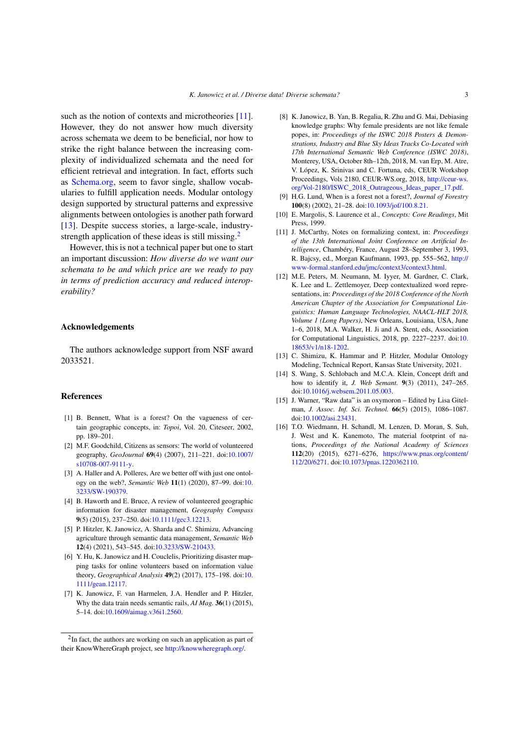such as the notion of contexts and microtheories [11]. However, they do not answer how much diversity across schemata we deem to be beneficial, nor how to strike the right balance between the increasing complexity of individualized schemata and the need for efficient retrieval and integration. In fact, efforts such as Schema.org, seem to favor single, shallow vocabularies to fulfill application needs. Modular ontology design supported by structural patterns and expressive alignments between ontologies is another path forward [13]. Despite success stories, a large-scale, industry-strength application of these ideas is still missing.[2]

However, this is not a technical paper but one to start an important discussion: *How diverse do we want our schemata to be and which price are we ready to pay in terms of prediction accuracy and reduced interoperability?*

## Acknowledgements

The authors acknowledge support from NSF award 2033521.

## References

[1] B. Bennett, What is a forest? On the vagueness of certain geographic concepts, in: *Topoi*, Vol. 20, Citeseer, 2002, pp. 189–201.

[2] M.F. Goodchild, Citizens as sensors: The world of volunteered geography, *GeoJournal* **69**(4) (2007), 211–221. doi:10.1007/s10708-007-9111-y.

[3] A. Haller and A. Polleres, Are we better off with just one ontology on the web?, *Semantic Web* **11**(1) (2020), 87–99. doi:10.3233/SW-190379.

[4] B. Haworth and E. Bruce, A review of volunteered geographic information for disaster management, *Geography Compass* **9**(5) (2015), 237–250. doi:10.1111/gec3.12213.

[5] P. Hitzler, K. Janowicz, A. Sharda and C. Shimizu, Advancing agriculture through semantic data management, *Semantic Web* **12**(4) (2021), 543–545. doi:10.3233/SW-210433.

[6] Y. Hu, K. Janowicz and H. Couclelis, Prioritizing disaster mapping tasks for online volunteers based on information value theory, *Geographical Analysis* **49**(2) (2017), 175–198. doi:10.1111/gean.12117.

[7] K. Janowicz, F. van Harmelen, J.A. Hendler and P. Hitzler, Why the data train needs semantic rails, *AI Mag.* **36**(1) (2015), 5–14. doi:10.1609/aimag.v36i1.2560.

[8] K. Janowicz, B. Yan, B. Regalia, R. Zhu and G. Mai, Debiasing knowledge graphs: Why female presidents are not like female popes, in: *Proceedings of the ISWC 2018 Posters & Demonstrations, Industry and Blue Sky Ideas Tracks Co-Located with 17th International Semantic Web Conference (ISWC 2018)*, Monterey, USA, October 8th–12th, 2018, M. van Erp, M. Atre, V. López, K. Srinivas and C. Fortuna, eds, CEUR Workshop Proceedings, Vols 2180, CEUR-WS.org, 2018, http://ceur-ws.org/Vol-2180/ISWC_2018_Outrageous_Ideas_paper_17.pdf.

[9] H.G. Lund, When is a forest not a forest?, *Journal of Forestry* **100**(8) (2002), 21–28. doi:10.1093/jof/100.8.21.

[10] E. Margolis, S. Laurence et al., *Concepts: Core Readings*, Mit Press, 1999.

[11] J. McCarthy, Notes on formalizing context, in: *Proceedings of the 13th International Joint Conference on Artificial Intelligence*, Chambéry, France, August 28–September 3, 1993, R. Bajcsy, ed., Morgan Kaufmann, 1993, pp. 555–562, http://www-formal.stanford.edu/jmc/context3/context3.html.

[12] M.E. Peters, M. Neumann, M. Iyyer, M. Gardner, C. Clark, K. Lee and L. Zettlemoyer, Deep contextualized word representations, in: *Proceedings of the 2018 Conference of the North American Chapter of the Association for Computational Linguistics: Human Language Technologies, NAACL-HLT 2018, Volume 1 (Long Papers)*, New Orleans, Louisiana, USA, June 1–6, 2018, M.A. Walker, H. Ji and A. Stent, eds, Association for Computational Linguistics, 2018, pp. 2227–2237. doi:10.18653/v1/n18-1202.

[13] C. Shimizu, K. Hammar and P. Hitzler, Modular Ontology Modeling, Technical Report, Kansas State University, 2021.

[14] S. Wang, S. Schlobach and M.C.A. Klein, Concept drift and how to identify it, *J. Web Semant.* **9**(3) (2011), 247–265. doi:10.1016/j.websem.2011.05.003.

[15] J. Warner, "Raw data" is an oxymoron – Edited by Lisa Gitelman, *J. Assoc. Inf. Sci. Technol.* **66**(5) (2015), 1086–1087. doi:10.1002/asi.23431.

[16] T.O. Wiedmann, H. Schandl, M. Lenzen, D. Moran, S. Suh, J. West and K. Kanemoto, The material footprint of nations, *Proceedings of the National Academy of Sciences* **112**(20) (2015), 6271–6276, https://www.pnas.org/content/112/20/6271. doi:10.1073/pnas.1220362110.

[2] In fact, the authors are working on such an application as part of their KnowWhereGraph project, see http://knowwheregraph.org/.